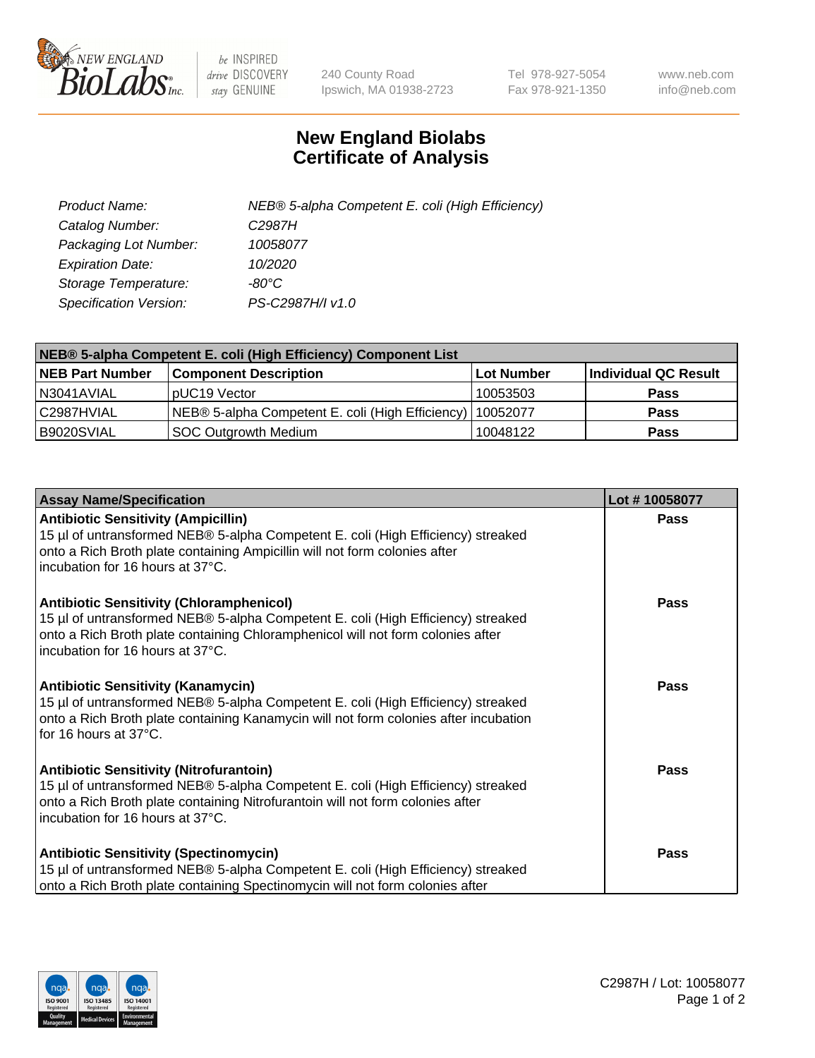240 County Road
Ipswich, MA 01938-2723

Tel 978-927-5054
Fax 978-921-1350

www.neb.com
info@neb.com

# New England Biolabs
# Certificate of Analysis

| | |
|---|---|
| *Product Name:* | *NEB® 5-alpha Competent E. coli (High Efficiency)* |
| *Catalog Number:* | *C2987H* |
| *Packaging Lot Number:* | *10058077* |
| *Expiration Date:* | *10/2020* |
| *Storage Temperature:* | *-80°C* |
| *Specification Version:* | *PS-C2987H/I v1.0* |

| NEB® 5-alpha Competent E. coli (High Efficiency) Component List | | | |
|---|---|---|---|
| **NEB Part Number** | **Component Description** | **Lot Number** | **Individual QC Result** |
| N3041AVIAL | pUC19 Vector | 10053503 | **Pass** |
| C2987HVIAL | NEB® 5-alpha Competent E. coli (High Efficiency) | 10052077 | **Pass** |
| B9020SVIAL | SOC Outgrowth Medium | 10048122 | **Pass** |

| Assay Name/Specification | Lot # 10058077 |
|---|---|
| **Antibiotic Sensitivity (Ampicillin)** 15 µl of untransformed NEB® 5-alpha Competent E. coli (High Efficiency) streaked onto a Rich Broth plate containing Ampicillin will not form colonies after incubation for 16 hours at 37°C. | **Pass** |
| **Antibiotic Sensitivity (Chloramphenicol)** 15 µl of untransformed NEB® 5-alpha Competent E. coli (High Efficiency) streaked onto a Rich Broth plate containing Chloramphenicol will not form colonies after incubation for 16 hours at 37°C. | **Pass** |
| **Antibiotic Sensitivity (Kanamycin)** 15 µl of untransformed NEB® 5-alpha Competent E. coli (High Efficiency) streaked onto a Rich Broth plate containing Kanamycin will not form colonies after incubation for 16 hours at 37°C. | **Pass** |
| **Antibiotic Sensitivity (Nitrofurantoin)** 15 µl of untransformed NEB® 5-alpha Competent E. coli (High Efficiency) streaked onto a Rich Broth plate containing Nitrofurantoin will not form colonies after incubation for 16 hours at 37°C. | **Pass** |
| **Antibiotic Sensitivity (Spectinomycin)** 15 µl of untransformed NEB® 5-alpha Competent E. coli (High Efficiency) streaked onto a Rich Broth plate containing Spectinomycin will not form colonies after | **Pass** |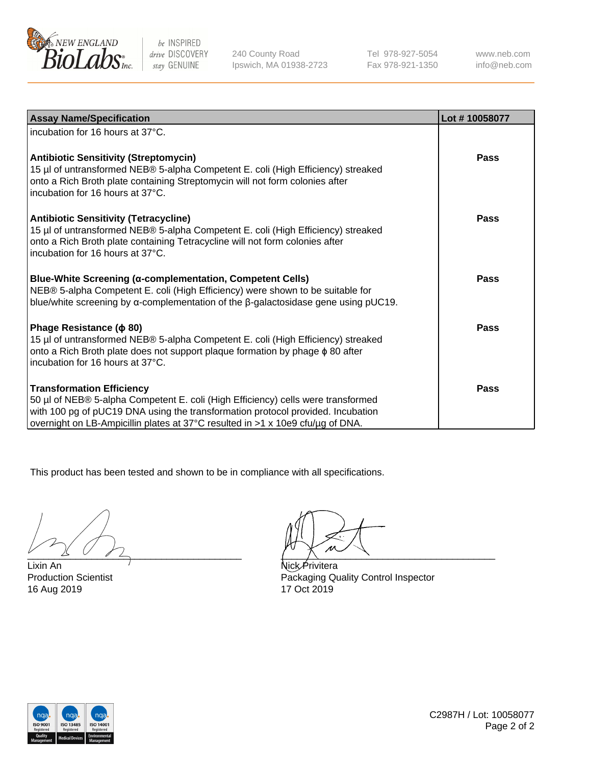| Assay Name/Specification | Lot # 10058077 |
|---|---|
| incubation for 16 hours at 37°C. | |
| **Antibiotic Sensitivity (Streptomycin)**<br>15 µl of untransformed NEB® 5-alpha Competent E. coli (High Efficiency) streaked onto a Rich Broth plate containing Streptomycin will not form colonies after incubation for 16 hours at 37°C. | Pass |
| **Antibiotic Sensitivity (Tetracycline)**<br>15 µl of untransformed NEB® 5-alpha Competent E. coli (High Efficiency) streaked onto a Rich Broth plate containing Tetracycline will not form colonies after incubation for 16 hours at 37°C. | Pass |
| **Blue-White Screening (α-complementation, Competent Cells)**<br>NEB® 5-alpha Competent E. coli (High Efficiency) were shown to be suitable for blue/white screening by α-complementation of the β-galactosidase gene using pUC19. | Pass |
| **Phage Resistance (ϕ 80)**<br>15 µl of untransformed NEB® 5-alpha Competent E. coli (High Efficiency) streaked onto a Rich Broth plate does not support plaque formation by phage ϕ 80 after incubation for 16 hours at 37°C. | Pass |
| **Transformation Efficiency**<br>50 µl of NEB® 5-alpha Competent E. coli (High Efficiency) cells were transformed with 100 pg of pUC19 DNA using the transformation protocol provided. Incubation overnight on LB-Ampicillin plates at 37°C resulted in >1 x 10e9 cfu/µg of DNA. | Pass |

This product has been tested and shown to be in compliance with all specifications.

Lixin An
Production Scientist
16 Aug 2019

Nick Privitera
Packaging Quality Control Inspector
17 Oct 2019

C2987H / Lot: 10058077